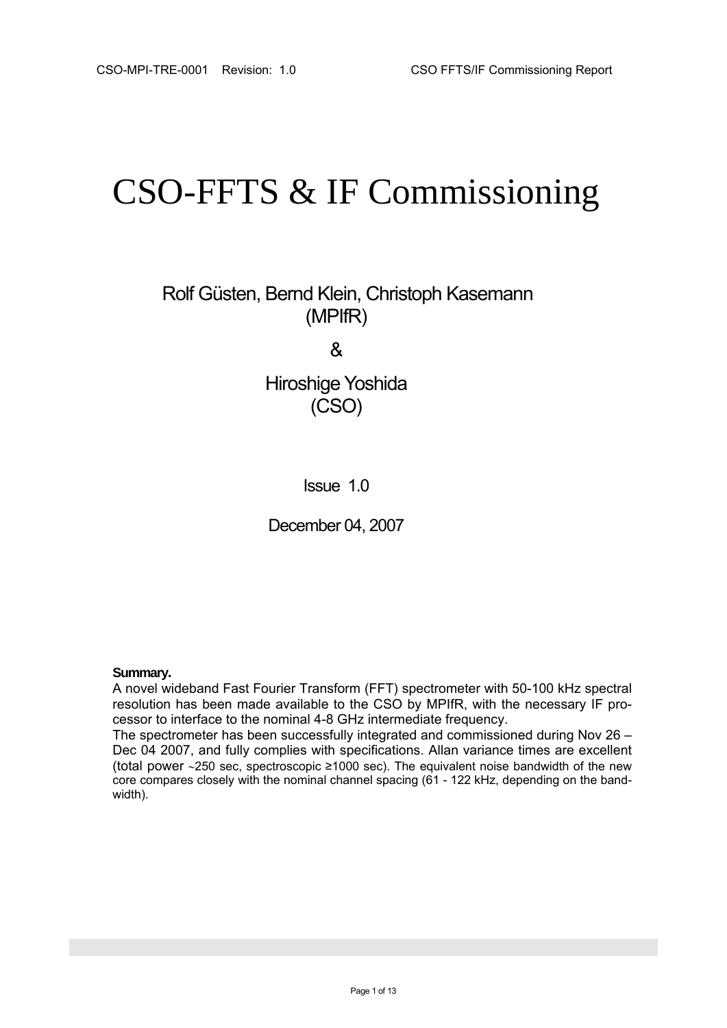# CSO-FFTS & IF Commissioning

Rolf Güsten, Bernd Klein, Christoph Kasemann
(MPIfR)

&

Hiroshige Yoshida
(CSO)

Issue 1.0

December 04, 2007

**Summary.**
A novel wideband Fast Fourier Transform (FFT) spectrometer with 50-100 kHz spectral resolution has been made available to the CSO by MPIfR, with the necessary IF processor to interface to the nominal 4-8 GHz intermediate frequency.
The spectrometer has been successfully integrated and commissioned during Nov 26 – Dec 04 2007, and fully complies with specifications. Allan variance times are excellent (total power ~250 sec, spectroscopic ≥1000 sec). The equivalent noise bandwidth of the new core compares closely with the nominal channel spacing (61 - 122 kHz, depending on the bandwidth).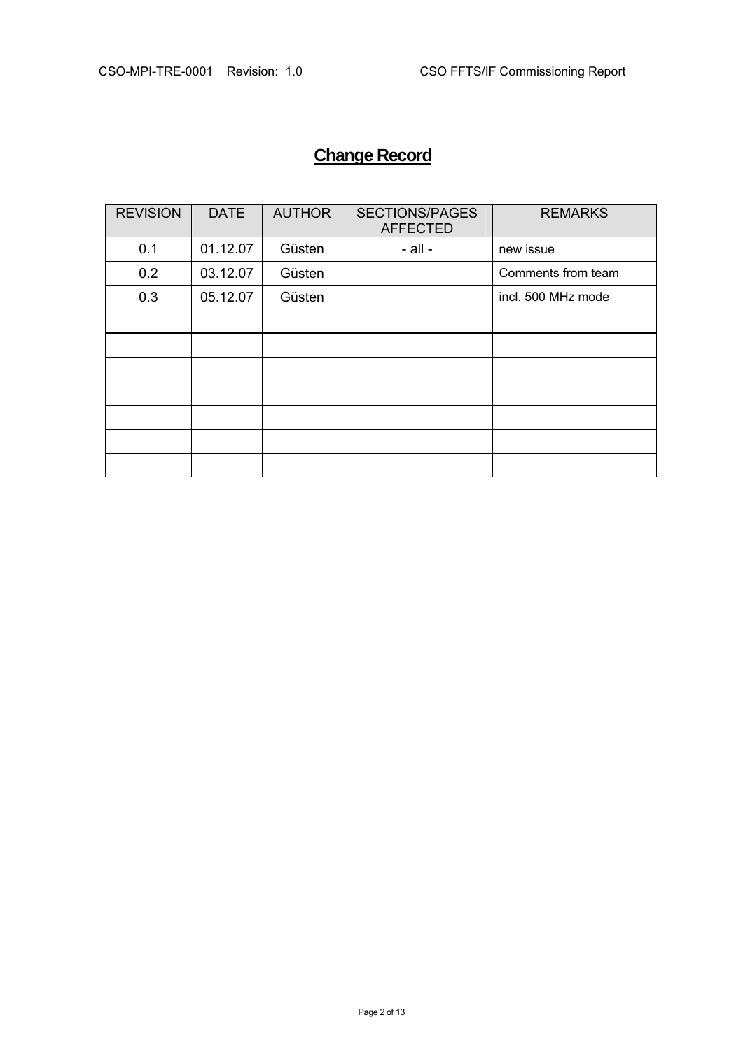# Change Record

| REVISION | DATE | AUTHOR | SECTIONS/PAGES AFFECTED | REMARKS |
|---|---|---|---|---|
| 0.1 | 01.12.07 | Güsten | - all - | new issue |
| 0.2 | 03.12.07 | Güsten | | Comments from team |
| 0.3 | 05.12.07 | Güsten | | incl. 500 MHz mode |
| | | | | |
| | | | | |
| | | | | |
| | | | | |
| | | | | |
| | | | | |
| | | | | |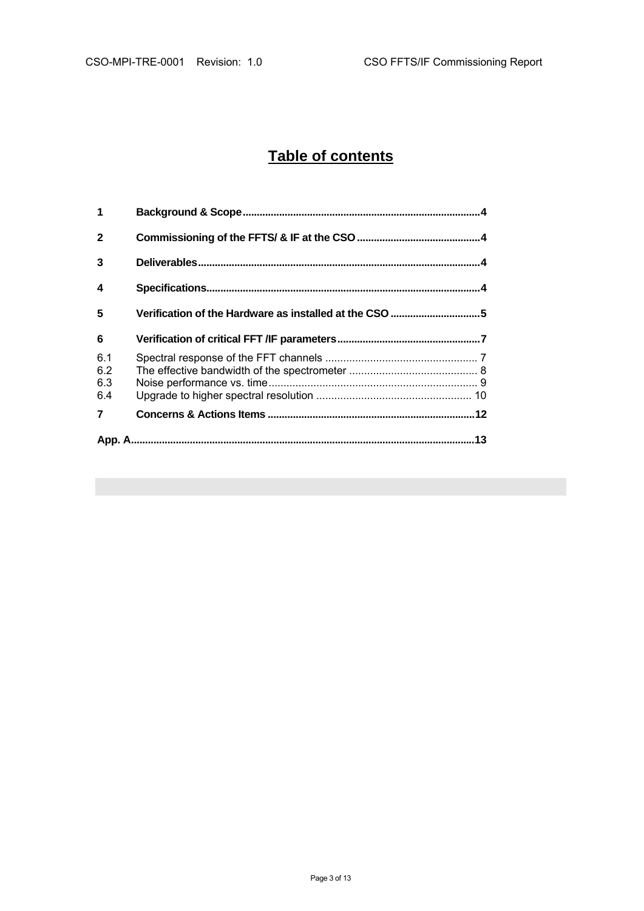# Table of contents

| | | |
|---|---|---|
| **1** | **Background & Scope** | **4** |
| **2** | **Commissioning of the FFTS/ & IF at the CSO** | **4** |
| **3** | **Deliverables** | **4** |
| **4** | **Specifications** | **4** |
| **5** | **Verification of the Hardware as installed at the CSO** | **5** |
| **6** | **Verification of critical FFT /IF parameters** | **7** |
| 6.1 | Spectral response of the FFT channels | 7 |
| 6.2 | The effective bandwidth of the spectrometer | 8 |
| 6.3 | Noise performance vs. time | 9 |
| 6.4 | Upgrade to higher spectral resolution | 10 |
| **7** | **Concerns & Actions Items** | **12** |
| **App. A** | | **13** |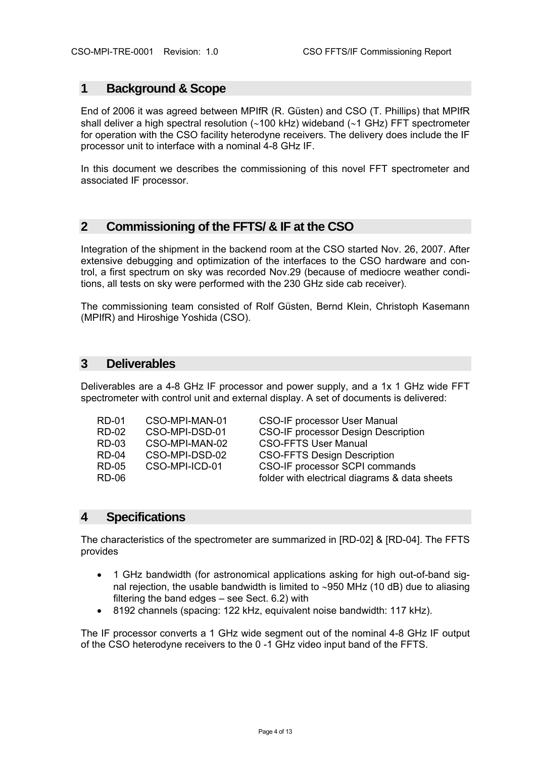# 1 Background & Scope

End of 2006 it was agreed between MPIfR (R. Güsten) and CSO (T. Phillips) that MPIfR shall deliver a high spectral resolution (~100 kHz) wideband (~1 GHz) FFT spectrometer for operation with the CSO facility heterodyne receivers. The delivery does include the IF processor unit to interface with a nominal 4-8 GHz IF.

In this document we describes the commissioning of this novel FFT spectrometer and associated IF processor.

# 2 Commissioning of the FFTS/ & IF at the CSO

Integration of the shipment in the backend room at the CSO started Nov. 26, 2007. After extensive debugging and optimization of the interfaces to the CSO hardware and control, a first spectrum on sky was recorded Nov.29 (because of mediocre weather conditions, all tests on sky were performed with the 230 GHz side cab receiver).

The commissioning team consisted of Rolf Güsten, Bernd Klein, Christoph Kasemann (MPIfR) and Hiroshige Yoshida (CSO).

# 3 Deliverables

Deliverables are a 4-8 GHz IF processor and power supply, and a 1x 1 GHz wide FFT spectrometer with control unit and external display. A set of documents is delivered:

| | | |
|---|---|---|
| RD-01 | CSO-MPI-MAN-01 | CSO-IF processor User Manual |
| RD-02 | CSO-MPI-DSD-01 | CSO-IF processor Design Description |
| RD-03 | CSO-MPI-MAN-02 | CSO-FFTS User Manual |
| RD-04 | CSO-MPI-DSD-02 | CSO-FFTS Design Description |
| RD-05 | CSO-MPI-ICD-01 | CSO-IF processor SCPI commands |
| RD-06 | | folder with electrical diagrams & data sheets |

# 4 Specifications

The characteristics of the spectrometer are summarized in [RD-02] & [RD-04]. The FFTS provides

- 1 GHz bandwidth (for astronomical applications asking for high out-of-band signal rejection, the usable bandwidth is limited to ~950 MHz (10 dB) due to aliasing filtering the band edges – see Sect. 6.2) with
- 8192 channels (spacing: 122 kHz, equivalent noise bandwidth: 117 kHz).

The IF processor converts a 1 GHz wide segment out of the nominal 4-8 GHz IF output of the CSO heterodyne receivers to the 0 -1 GHz video input band of the FFTS.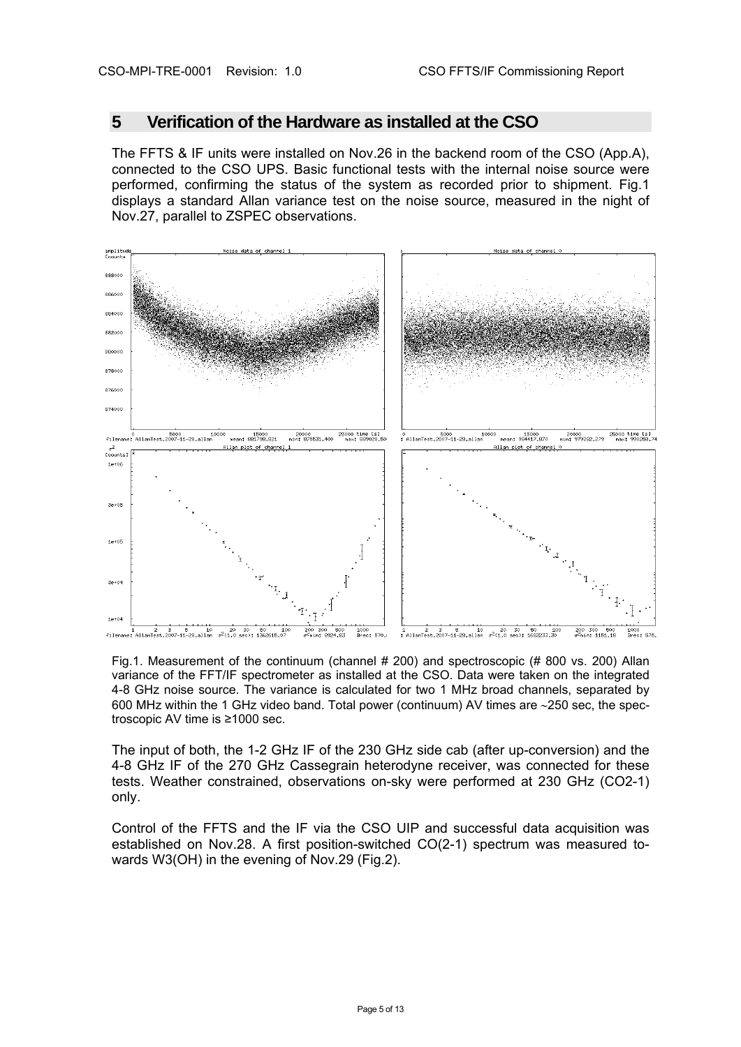# 5 Verification of the Hardware as installed at the CSO

The FFTS & IF units were installed on Nov.26 in the backend room of the CSO (App.A), connected to the CSO UPS. Basic functional tests with the internal noise source were performed, confirming the status of the system as recorded prior to shipment. Fig.1 displays a standard Allan variance test on the noise source, measured in the night of Nov.27, parallel to ZSPEC observations.

Fig.1. Measurement of the continuum (channel # 200) and spectroscopic (# 800 vs. 200) Allan variance of the FFT/IF spectrometer as installed at the CSO. Data were taken on the integrated 4-8 GHz noise source. The variance is calculated for two 1 MHz broad channels, separated by 600 MHz within the 1 GHz video band. Total power (continuum) AV times are ~250 sec, the spectroscopic AV time is ≥1000 sec.

The input of both, the 1-2 GHz IF of the 230 GHz side cab (after up-conversion) and the 4-8 GHz IF of the 270 GHz Cassegrain heterodyne receiver, was connected for these tests. Weather constrained, observations on-sky were performed at 230 GHz (CO2-1) only.

Control of the FFTS and the IF via the CSO UIP and successful data acquisition was established on Nov.28. A first position-switched CO(2-1) spectrum was measured towards W3(OH) in the evening of Nov.29 (Fig.2).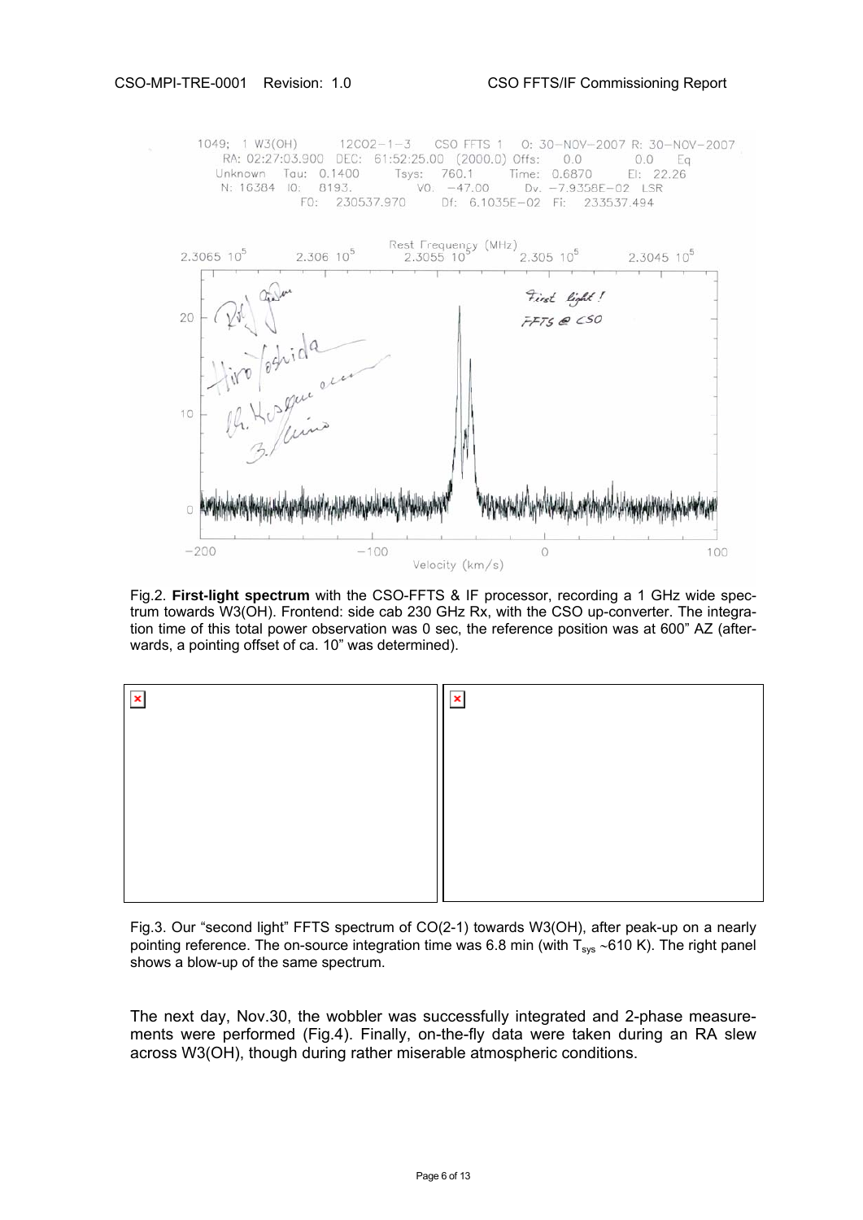Fig.2. **First-light spectrum** with the CSO-FFTS & IF processor, recording a 1 GHz wide spectrum towards W3(OH). Frontend: side cab 230 GHz Rx, with the CSO up-converter. The integration time of this total power observation was 0 sec, the reference position was at 600" AZ (afterwards, a pointing offset of ca. 10" was determined).

Fig.3. Our "second light" FFTS spectrum of CO(2-1) towards W3(OH), after peak-up on a nearly pointing reference. The on-source integration time was 6.8 min (with $T_{sys}$ ~610 K). The right panel shows a blow-up of the same spectrum.

The next day, Nov.30, the wobbler was successfully integrated and 2-phase measurements were performed (Fig.4). Finally, on-the-fly data were taken during an RA slew across W3(OH), though during rather miserable atmospheric conditions.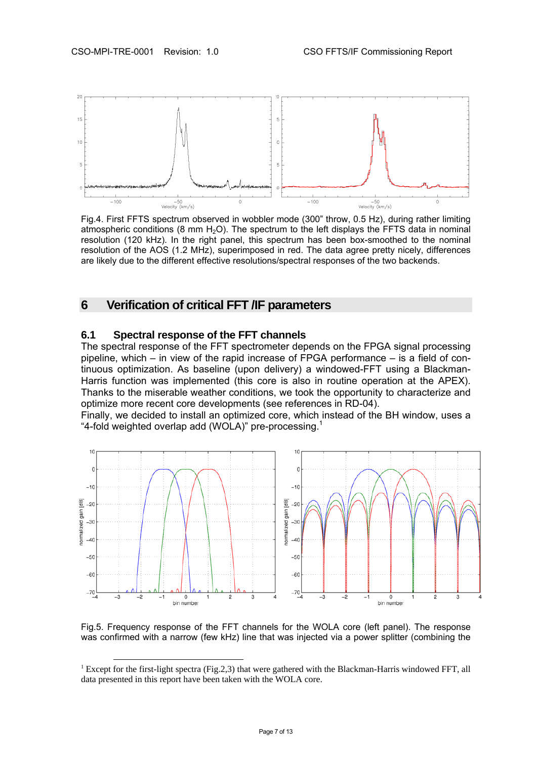Fig.4. First FFTS spectrum observed in wobbler mode (300" throw, 0.5 Hz), during rather limiting atmospheric conditions (8 mm $H_2O$). The spectrum to the left displays the FFTS data in nominal resolution (120 kHz). In the right panel, this spectrum has been box-smoothed to the nominal resolution of the AOS (1.2 MHz), superimposed in red. The data agree pretty nicely, differences are likely due to the different effective resolutions/spectral responses of the two backends.

# 6 Verification of critical FFT /IF parameters

## 6.1 Spectral response of the FFT channels

The spectral response of the FFT spectrometer depends on the FPGA signal processing pipeline, which – in view of the rapid increase of FPGA performance – is a field of continuous optimization. As baseline (upon delivery) a windowed-FFT using a Blackman-Harris function was implemented (this core is also in routine operation at the APEX). Thanks to the miserable weather conditions, we took the opportunity to characterize and optimize more recent core developments (see references in RD-04).

Finally, we decided to install an optimized core, which instead of the BH window, uses a "4-fold weighted overlap add (WOLA)" pre-processing.[1]

Fig.5. Frequency response of the FFT channels for the WOLA core (left panel). The response was confirmed with a narrow (few kHz) line that was injected via a power splitter (combining the

[1] Except for the first-light spectra (Fig.2,3) that were gathered with the Blackman-Harris windowed FFT, all data presented in this report have been taken with the WOLA core.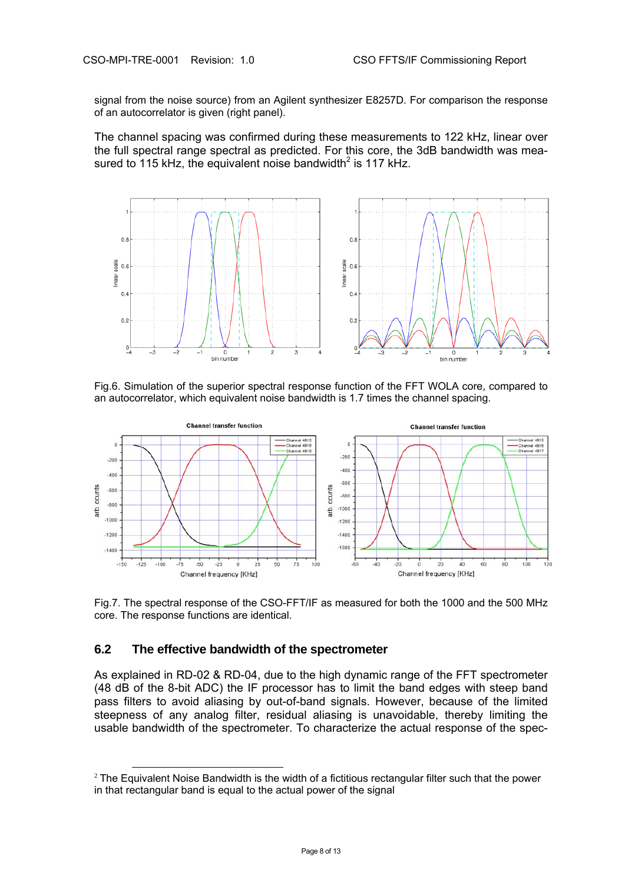signal from the noise source) from an Agilent synthesizer E8257D. For comparison the response of an autocorrelator is given (right panel).

The channel spacing was confirmed during these measurements to 122 kHz, linear over the full spectral range spectral as predicted. For this core, the 3dB bandwidth was measured to 115 kHz, the equivalent noise bandwidth[2] is 117 kHz.

Fig.6. Simulation of the superior spectral response function of the FFT WOLA core, compared to an autocorrelator, which equivalent noise bandwidth is 1.7 times the channel spacing.

Fig.7. The spectral response of the CSO-FFT/IF as measured for both the 1000 and the 500 MHz core. The response functions are identical.

## 6.2 The effective bandwidth of the spectrometer

As explained in RD-02 & RD-04, due to the high dynamic range of the FFT spectrometer (48 dB of the 8-bit ADC) the IF processor has to limit the band edges with steep band pass filters to avoid aliasing by out-of-band signals. However, because of the limited steepness of any analog filter, residual aliasing is unavoidable, thereby limiting the usable bandwidth of the spectrometer. To characterize the actual response of the spec-

---

[2] The Equivalent Noise Bandwidth is the width of a fictitious rectangular filter such that the power in that rectangular band is equal to the actual power of the signal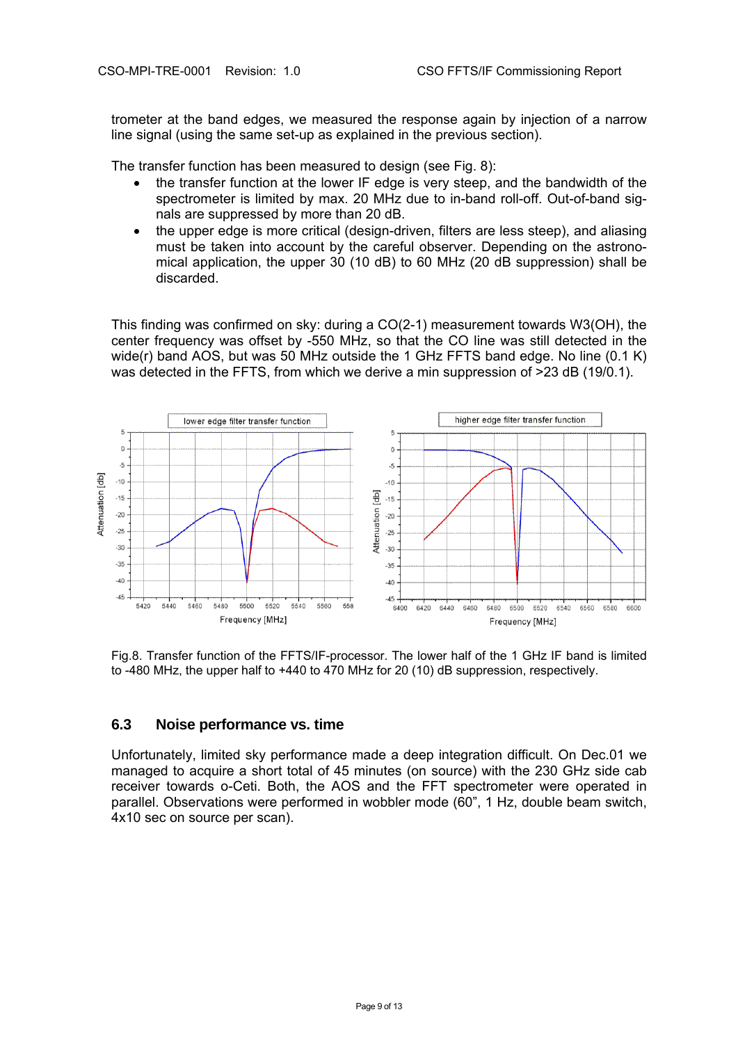trometer at the band edges, we measured the response again by injection of a narrow line signal (using the same set-up as explained in the previous section).

The transfer function has been measured to design (see Fig. 8):

- the transfer function at the lower IF edge is very steep, and the bandwidth of the spectrometer is limited by max. 20 MHz due to in-band roll-off. Out-of-band signals are suppressed by more than 20 dB.
- the upper edge is more critical (design-driven, filters are less steep), and aliasing must be taken into account by the careful observer. Depending on the astronomical application, the upper 30 (10 dB) to 60 MHz (20 dB suppression) shall be discarded.

This finding was confirmed on sky: during a CO(2-1) measurement towards W3(OH), the center frequency was offset by -550 MHz, so that the CO line was still detected in the wide(r) band AOS, but was 50 MHz outside the 1 GHz FFTS band edge. No line (0.1 K) was detected in the FFTS, from which we derive a min suppression of >23 dB (19/0.1).

Fig.8. Transfer function of the FFTS/IF-processor. The lower half of the 1 GHz IF band is limited to -480 MHz, the upper half to +440 to 470 MHz for 20 (10) dB suppression, respectively.

## 6.3 Noise performance vs. time

Unfortunately, limited sky performance made a deep integration difficult. On Dec.01 we managed to acquire a short total of 45 minutes (on source) with the 230 GHz side cab receiver towards o-Ceti. Both, the AOS and the FFT spectrometer were operated in parallel. Observations were performed in wobbler mode (60", 1 Hz, double beam switch, 4x10 sec on source per scan).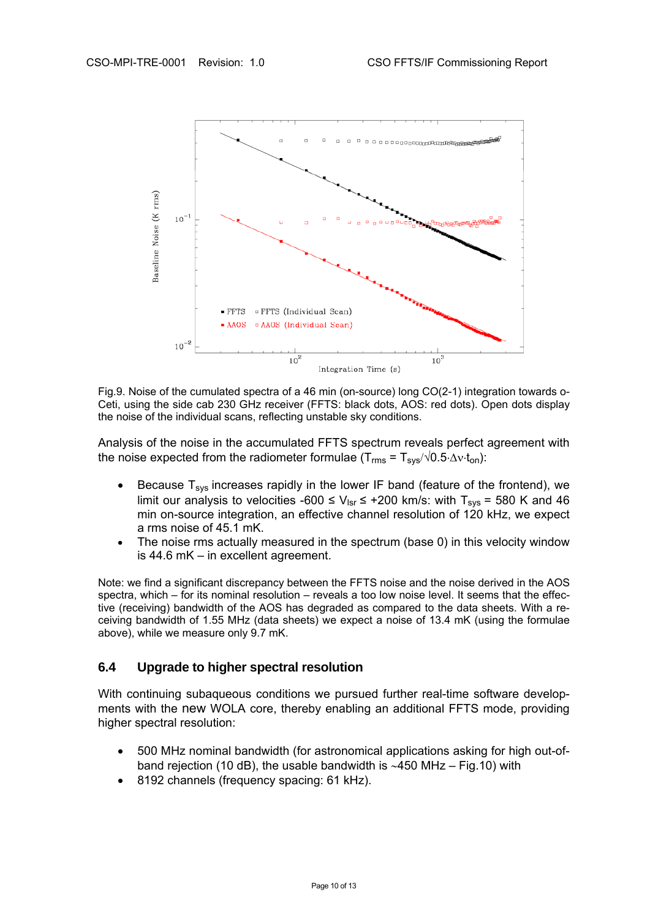Fig.9. Noise of the cumulated spectra of a 46 min (on-source) long CO(2-1) integration towards o-Ceti, using the side cab 230 GHz receiver (FFTS: black dots, AOS: red dots). Open dots display the noise of the individual scans, reflecting unstable sky conditions.

Analysis of the noise in the accumulated FFTS spectrum reveals perfect agreement with the noise expected from the radiometer formulae ($T_{rms} = T_{sys}/\sqrt{0.5 \cdot \Delta\nu \cdot t_{on}}$):

- Because $T_{sys}$ increases rapidly in the lower IF band (feature of the frontend), we limit our analysis to velocities -600 ≤ $V_{lsr}$ ≤ +200 km/s: with $T_{sys}$ = 580 K and 46 min on-source integration, an effective channel resolution of 120 kHz, we expect a rms noise of 45.1 mK.
- The noise rms actually measured in the spectrum (base 0) in this velocity window is 44.6 mK – in excellent agreement.

Note: we find a significant discrepancy between the FFTS noise and the noise derived in the AOS spectra, which – for its nominal resolution – reveals a too low noise level. It seems that the effective (receiving) bandwidth of the AOS has degraded as compared to the data sheets. With a receiving bandwidth of 1.55 MHz (data sheets) we expect a noise of 13.4 mK (using the formulae above), while we measure only 9.7 mK.

## 6.4 Upgrade to higher spectral resolution

With continuing subaqueous conditions we pursued further real-time software developments with the new WOLA core, thereby enabling an additional FFTS mode, providing higher spectral resolution:

- 500 MHz nominal bandwidth (for astronomical applications asking for high out-of-band rejection (10 dB), the usable bandwidth is ~450 MHz – Fig.10) with
- 8192 channels (frequency spacing: 61 kHz).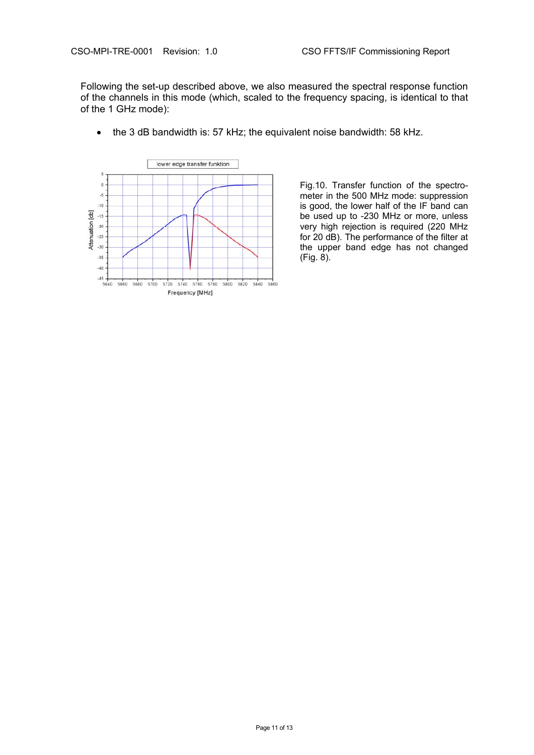Following the set-up described above, we also measured the spectral response function of the channels in this mode (which, scaled to the frequency spacing, is identical to that of the 1 GHz mode):

- the 3 dB bandwidth is: 57 kHz; the equivalent noise bandwidth: 58 kHz.

Fig.10. Transfer function of the spectrometer in the 500 MHz mode: suppression is good, the lower half of the IF band can be used up to -230 MHz or more, unless very high rejection is required (220 MHz for 20 dB). The performance of the filter at the upper band edge has not changed (Fig. 8).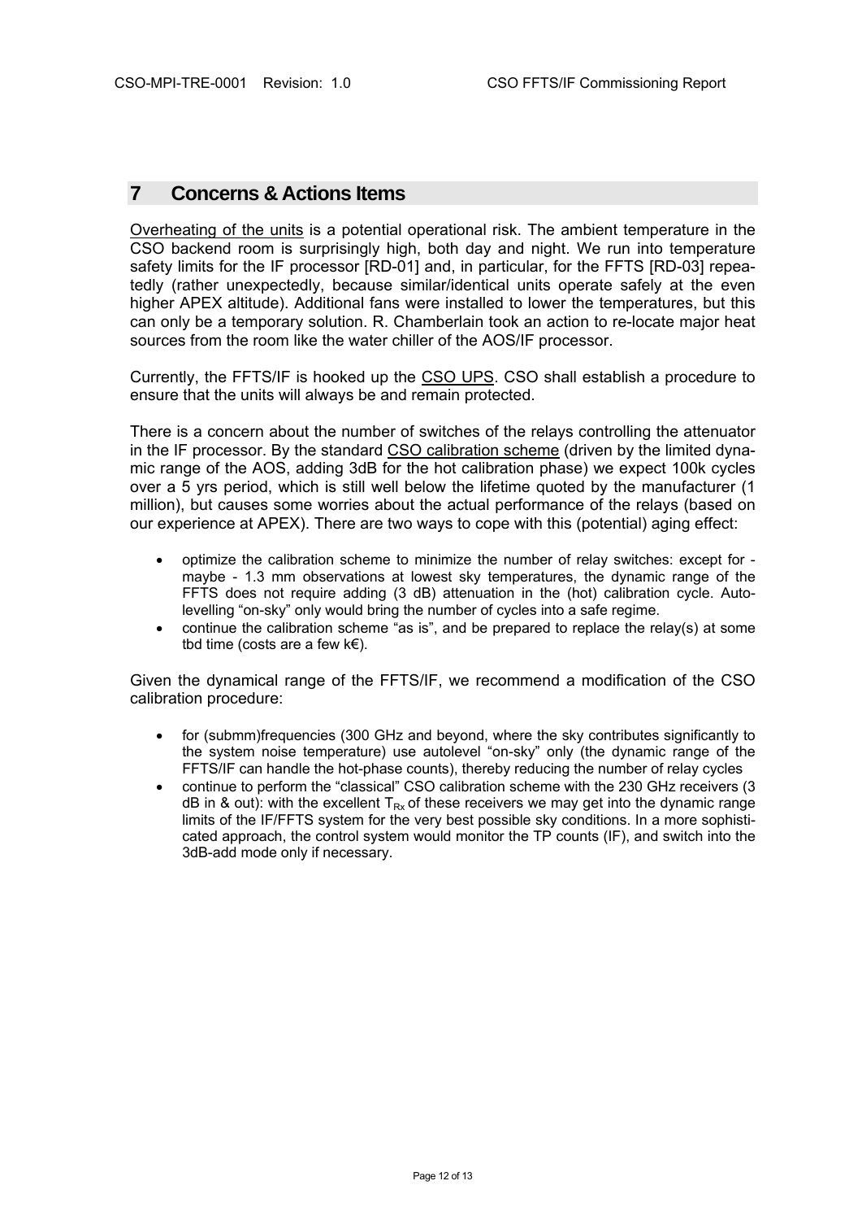# 7 Concerns & Actions Items

Overheating of the units is a potential operational risk. The ambient temperature in the CSO backend room is surprisingly high, both day and night. We run into temperature safety limits for the IF processor [RD-01] and, in particular, for the FFTS [RD-03] repeatedly (rather unexpectedly, because similar/identical units operate safely at the even higher APEX altitude). Additional fans were installed to lower the temperatures, but this can only be a temporary solution. R. Chamberlain took an action to re-locate major heat sources from the room like the water chiller of the AOS/IF processor.

Currently, the FFTS/IF is hooked up the CSO UPS. CSO shall establish a procedure to ensure that the units will always be and remain protected.

There is a concern about the number of switches of the relays controlling the attenuator in the IF processor. By the standard CSO calibration scheme (driven by the limited dynamic range of the AOS, adding 3dB for the hot calibration phase) we expect 100k cycles over a 5 yrs period, which is still well below the lifetime quoted by the manufacturer (1 million), but causes some worries about the actual performance of the relays (based on our experience at APEX). There are two ways to cope with this (potential) aging effect:

- optimize the calibration scheme to minimize the number of relay switches: except for - maybe - 1.3 mm observations at lowest sky temperatures, the dynamic range of the FFTS does not require adding (3 dB) attenuation in the (hot) calibration cycle. Auto-levelling "on-sky" only would bring the number of cycles into a safe regime.
- continue the calibration scheme "as is", and be prepared to replace the relay(s) at some tbd time (costs are a few k€).

Given the dynamical range of the FFTS/IF, we recommend a modification of the CSO calibration procedure:

- for (submm)frequencies (300 GHz and beyond, where the sky contributes significantly to the system noise temperature) use autolevel "on-sky" only (the dynamic range of the FFTS/IF can handle the hot-phase counts), thereby reducing the number of relay cycles
- continue to perform the "classical" CSO calibration scheme with the 230 GHz receivers (3 dB in & out): with the excellent $T_{Rx}$ of these receivers we may get into the dynamic range limits of the IF/FFTS system for the very best possible sky conditions. In a more sophisticated approach, the control system would monitor the TP counts (IF), and switch into the 3dB-add mode only if necessary.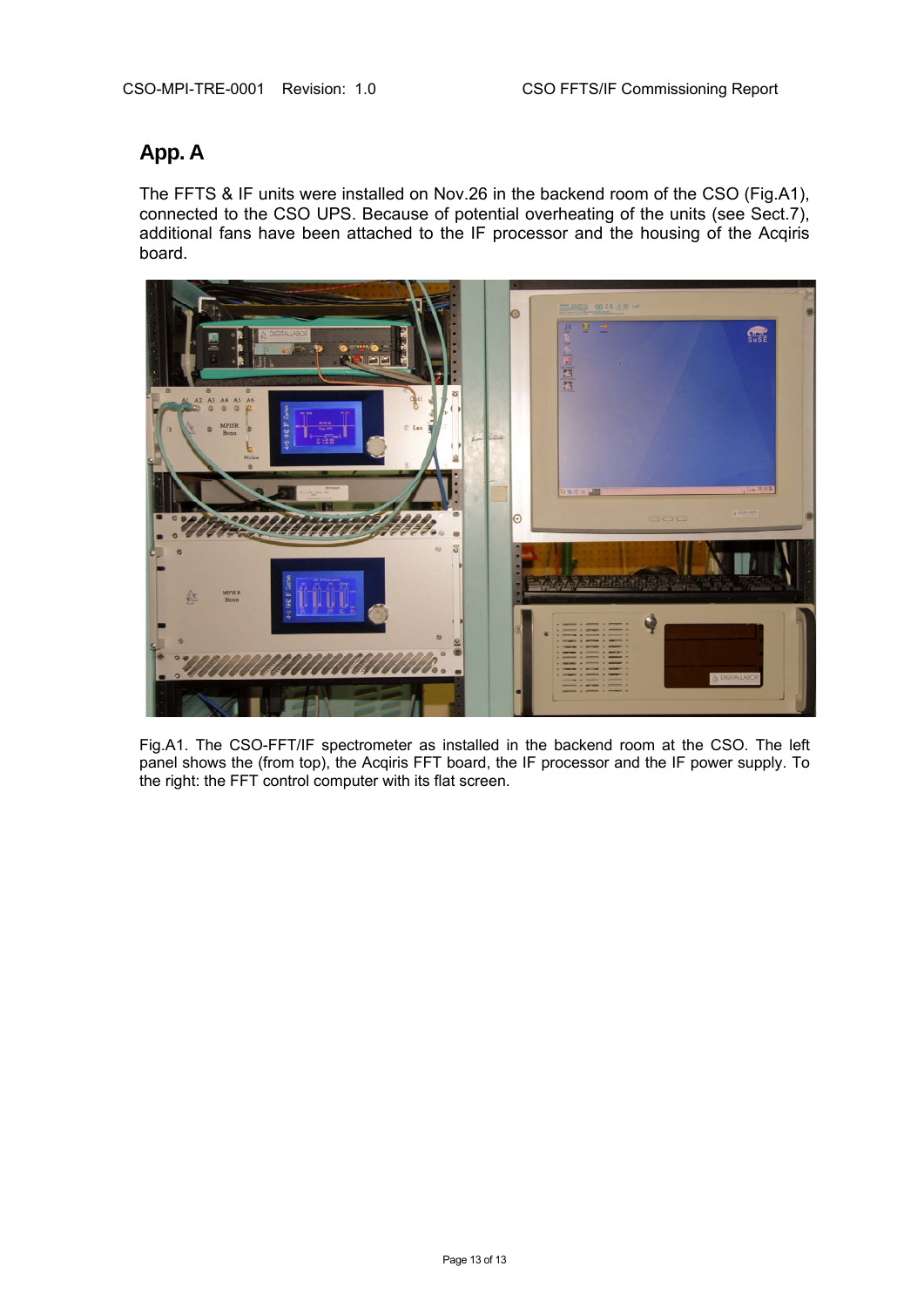## App. A

The FFTS & IF units were installed on Nov.26 in the backend room of the CSO (Fig.A1), connected to the CSO UPS. Because of potential overheating of the units (see Sect.7), additional fans have been attached to the IF processor and the housing of the Acqiris board.

Fig.A1. The CSO-FFT/IF spectrometer as installed in the backend room at the CSO. The left panel shows the (from top), the Acqiris FFT board, the IF processor and the IF power supply. To the right: the FFT control computer with its flat screen.